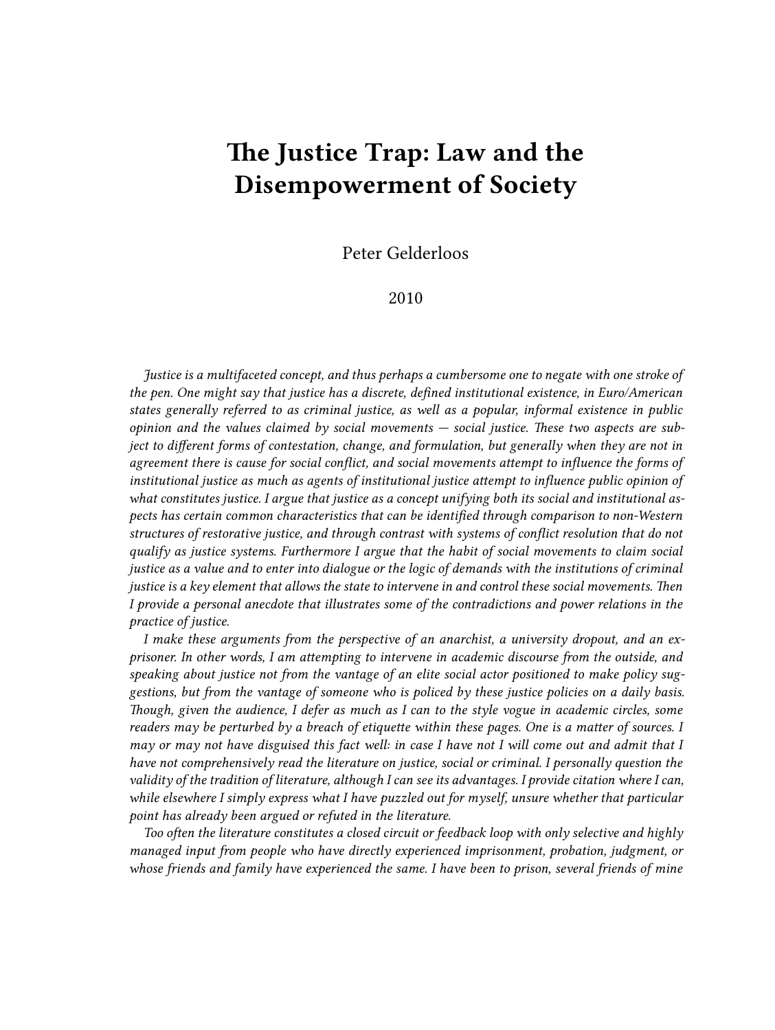# The Justice Trap: Law and the Disempowerment of Society

Peter Gelderloos

2010

*Justice is a multifaceted concept, and thus perhaps a cumbersome one to negate with one stroke of the pen. One might say that justice has a discrete, defined institutional existence, in Euro/American states generally referred to as criminal justice, as well as a popular, informal existence in public opinion and the values claimed by social movements — social justice. These two aspects are subject to different forms of contestation, change, and formulation, but generally when they are not in agreement there is cause for social conflict, and social movements attempt to influence the forms of institutional justice as much as agents of institutional justice attempt to influence public opinion of what constitutes justice. I argue that justice as a concept unifying both its social and institutional aspects has certain common characteristics that can be identified through comparison to non-Western structures of restorative justice, and through contrast with systems of conflict resolution that do not qualify as justice systems. Furthermore I argue that the habit of social movements to claim social justice as a value and to enter into dialogue or the logic of demands with the institutions of criminal justice is a key element that allows the state to intervene in and control these social movements. Then I provide a personal anecdote that illustrates some of the contradictions and power relations in the practice of justice.*

*I make these arguments from the perspective of an anarchist, a university dropout, and an ex-prisoner. In other words, I am attempting to intervene in academic discourse from the outside, and speaking about justice not from the vantage of an elite social actor positioned to make policy suggestions, but from the vantage of someone who is policed by these justice policies on a daily basis. Though, given the audience, I defer as much as I can to the style vogue in academic circles, some readers may be perturbed by a breach of etiquette within these pages. One is a matter of sources. I may or may not have disguised this fact well: in case I have not I will come out and admit that I have not comprehensively read the literature on justice, social or criminal. I personally question the validity of the tradition of literature, although I can see its advantages. I provide citation where I can, while elsewhere I simply express what I have puzzled out for myself, unsure whether that particular point has already been argued or refuted in the literature.*

*Too often the literature constitutes a closed circuit or feedback loop with only selective and highly managed input from people who have directly experienced imprisonment, probation, judgment, or whose friends and family have experienced the same. I have been to prison, several friends of mine*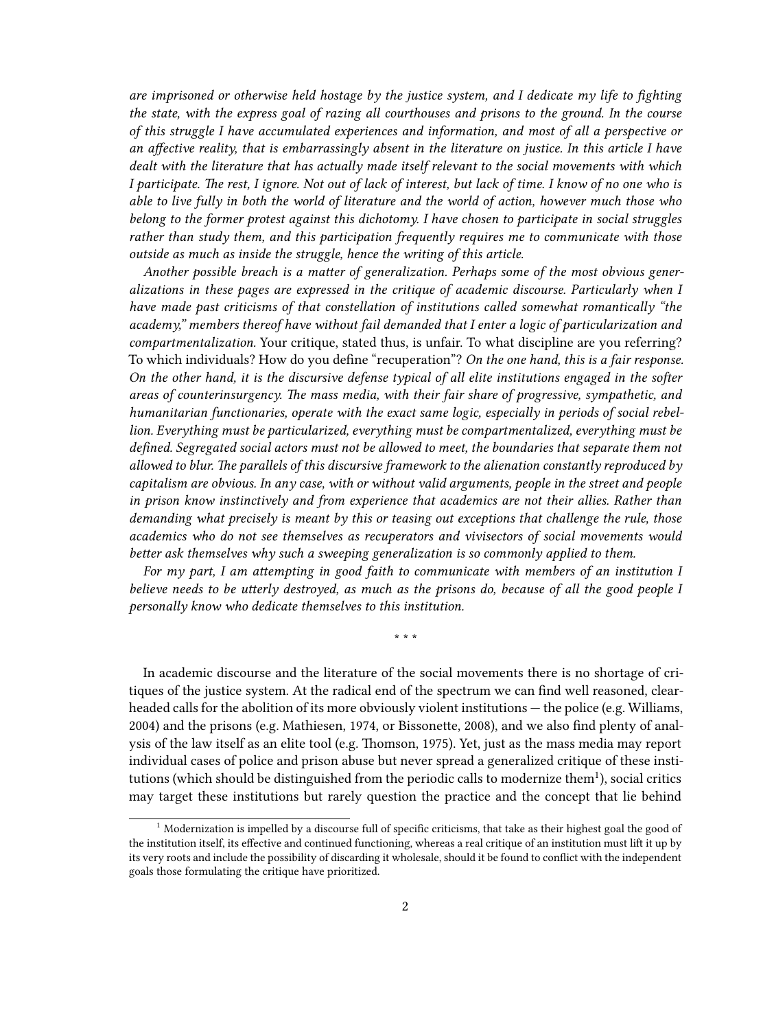*are imprisoned or otherwise held hostage by the justice system, and I dedicate my life to fighting the state, with the express goal of razing all courthouses and prisons to the ground. In the course of this struggle I have accumulated experiences and information, and most of all a perspective or an affective reality, that is embarrassingly absent in the literature on justice. In this article I have dealt with the literature that has actually made itself relevant to the social movements with which I participate. The rest, I ignore. Not out of lack of interest, but lack of time. I know of no one who is able to live fully in both the world of literature and the world of action, however much those who belong to the former protest against this dichotomy. I have chosen to participate in social struggles rather than study them, and this participation frequently requires me to communicate with those outside as much as inside the struggle, hence the writing of this article.*

*Another possible breach is a matter of generalization. Perhaps some of the most obvious generalizations in these pages are expressed in the critique of academic discourse. Particularly when I have made past criticisms of that constellation of institutions called somewhat romantically "the academy," members thereof have without fail demanded that I enter a logic of particularization and compartmentalization.* Your critique, stated thus, is unfair. To what discipline are you referring? To which individuals? How do you define "recuperation"? *On the one hand, this is a fair response. On the other hand, it is the discursive defense typical of all elite institutions engaged in the softer areas of counterinsurgency. The mass media, with their fair share of progressive, sympathetic, and humanitarian functionaries, operate with the exact same logic, especially in periods of social rebellion. Everything must be particularized, everything must be compartmentalized, everything must be defined. Segregated social actors must not be allowed to meet, the boundaries that separate them not allowed to blur. The parallels of this discursive framework to the alienation constantly reproduced by capitalism are obvious. In any case, with or without valid arguments, people in the street and people in prison know instinctively and from experience that academics are not their allies. Rather than demanding what precisely is meant by this or teasing out exceptions that challenge the rule, those academics who do not see themselves as recuperators and vivisectors of social movements would better ask themselves why such a sweeping generalization is so commonly applied to them.*

*For my part, I am attempting in good faith to communicate with members of an institution I believe needs to be utterly destroyed, as much as the prisons do, because of all the good people I personally know who dedicate themselves to this institution.*

* * *

In academic discourse and the literature of the social movements there is no shortage of critiques of the justice system. At the radical end of the spectrum we can find well reasoned, clear-headed calls for the abolition of its more obviously violent institutions — the police (e.g. Williams, 2004) and the prisons (e.g. Mathiesen, 1974, or Bissonette, 2008), and we also find plenty of analysis of the law itself as an elite tool (e.g. Thomson, 1975). Yet, just as the mass media may report individual cases of police and prison abuse but never spread a generalized critique of these institutions (which should be distinguished from the periodic calls to modernize them[1]), social critics may target these institutions but rarely question the practice and the concept that lie behind

[1] Modernization is impelled by a discourse full of specific criticisms, that take as their highest goal the good of the institution itself, its effective and continued functioning, whereas a real critique of an institution must lift it up by its very roots and include the possibility of discarding it wholesale, should it be found to conflict with the independent goals those formulating the critique have prioritized.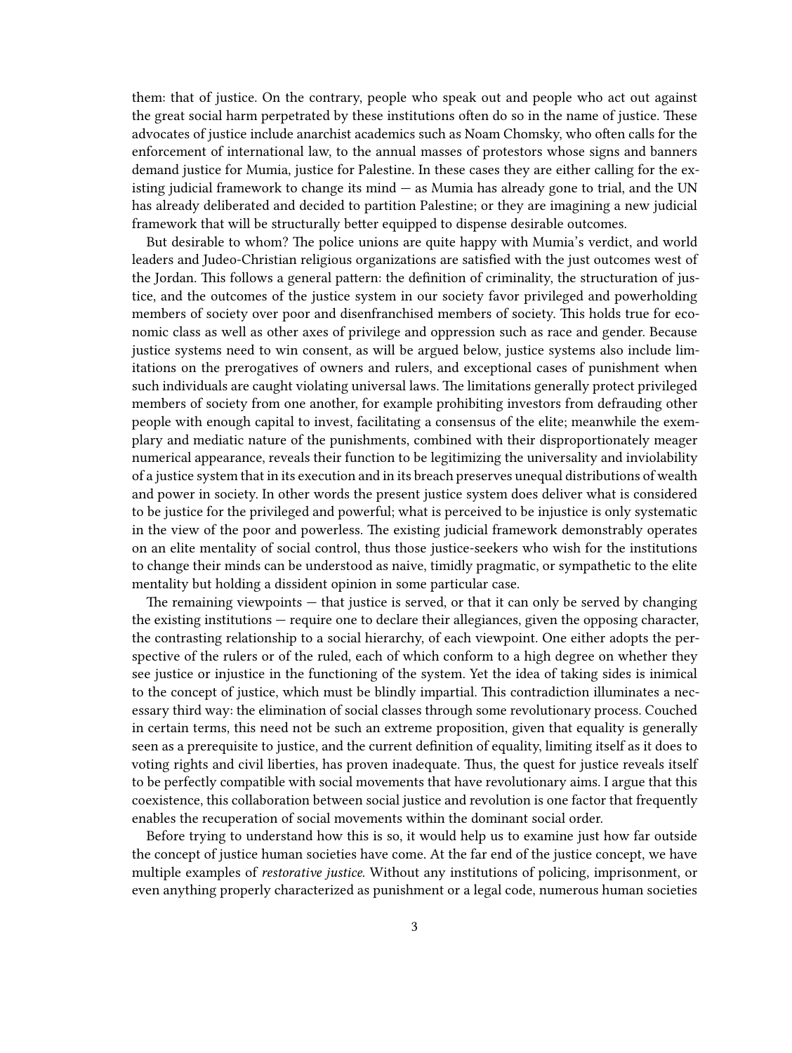them: that of justice. On the contrary, people who speak out and people who act out against the great social harm perpetrated by these institutions often do so in the name of justice. These advocates of justice include anarchist academics such as Noam Chomsky, who often calls for the enforcement of international law, to the annual masses of protestors whose signs and banners demand justice for Mumia, justice for Palestine. In these cases they are either calling for the existing judicial framework to change its mind — as Mumia has already gone to trial, and the UN has already deliberated and decided to partition Palestine; or they are imagining a new judicial framework that will be structurally better equipped to dispense desirable outcomes.

But desirable to whom? The police unions are quite happy with Mumia's verdict, and world leaders and Judeo-Christian religious organizations are satisfied with the just outcomes west of the Jordan. This follows a general pattern: the definition of criminality, the structuration of justice, and the outcomes of the justice system in our society favor privileged and powerholding members of society over poor and disenfranchised members of society. This holds true for economic class as well as other axes of privilege and oppression such as race and gender. Because justice systems need to win consent, as will be argued below, justice systems also include limitations on the prerogatives of owners and rulers, and exceptional cases of punishment when such individuals are caught violating universal laws. The limitations generally protect privileged members of society from one another, for example prohibiting investors from defrauding other people with enough capital to invest, facilitating a consensus of the elite; meanwhile the exemplary and mediatic nature of the punishments, combined with their disproportionately meager numerical appearance, reveals their function to be legitimizing the universality and inviolability of a justice system that in its execution and in its breach preserves unequal distributions of wealth and power in society. In other words the present justice system does deliver what is considered to be justice for the privileged and powerful; what is perceived to be injustice is only systematic in the view of the poor and powerless. The existing judicial framework demonstrably operates on an elite mentality of social control, thus those justice-seekers who wish for the institutions to change their minds can be understood as naive, timidly pragmatic, or sympathetic to the elite mentality but holding a dissident opinion in some particular case.

The remaining viewpoints — that justice is served, or that it can only be served by changing the existing institutions — require one to declare their allegiances, given the opposing character, the contrasting relationship to a social hierarchy, of each viewpoint. One either adopts the perspective of the rulers or of the ruled, each of which conform to a high degree on whether they see justice or injustice in the functioning of the system. Yet the idea of taking sides is inimical to the concept of justice, which must be blindly impartial. This contradiction illuminates a necessary third way: the elimination of social classes through some revolutionary process. Couched in certain terms, this need not be such an extreme proposition, given that equality is generally seen as a prerequisite to justice, and the current definition of equality, limiting itself as it does to voting rights and civil liberties, has proven inadequate. Thus, the quest for justice reveals itself to be perfectly compatible with social movements that have revolutionary aims. I argue that this coexistence, this collaboration between social justice and revolution is one factor that frequently enables the recuperation of social movements within the dominant social order.

Before trying to understand how this is so, it would help us to examine just how far outside the concept of justice human societies have come. At the far end of the justice concept, we have multiple examples of *restorative justice*. Without any institutions of policing, imprisonment, or even anything properly characterized as punishment or a legal code, numerous human societies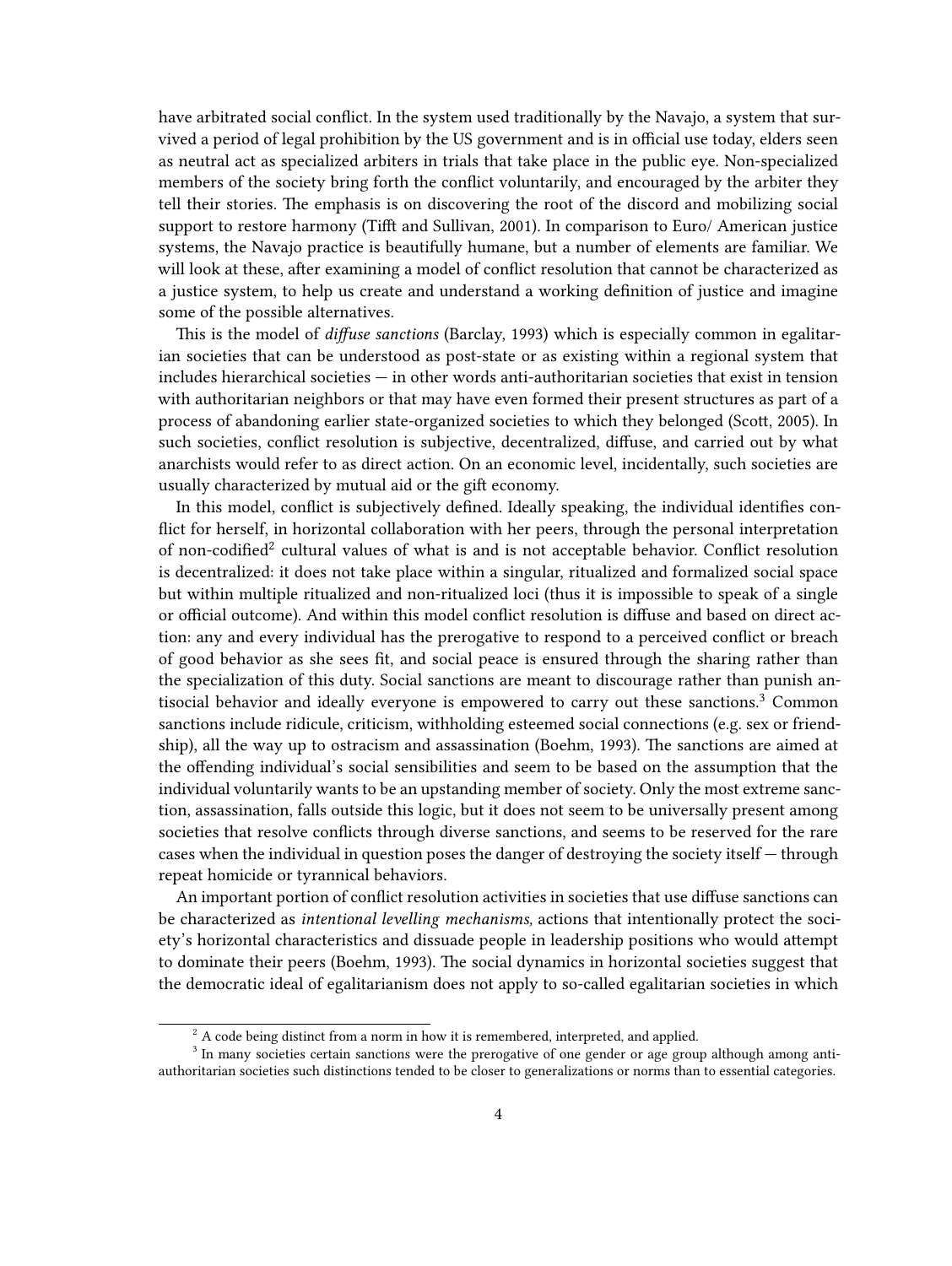have arbitrated social conflict. In the system used traditionally by the Navajo, a system that survived a period of legal prohibition by the US government and is in official use today, elders seen as neutral act as specialized arbiters in trials that take place in the public eye. Non-specialized members of the society bring forth the conflict voluntarily, and encouraged by the arbiter they tell their stories. The emphasis is on discovering the root of the discord and mobilizing social support to restore harmony (Tifft and Sullivan, 2001). In comparison to Euro/ American justice systems, the Navajo practice is beautifully humane, but a number of elements are familiar. We will look at these, after examining a model of conflict resolution that cannot be characterized as a justice system, to help us create and understand a working definition of justice and imagine some of the possible alternatives.

This is the model of *diffuse sanctions* (Barclay, 1993) which is especially common in egalitarian societies that can be understood as post-state or as existing within a regional system that includes hierarchical societies — in other words anti-authoritarian societies that exist in tension with authoritarian neighbors or that may have even formed their present structures as part of a process of abandoning earlier state-organized societies to which they belonged (Scott, 2005). In such societies, conflict resolution is subjective, decentralized, diffuse, and carried out by what anarchists would refer to as direct action. On an economic level, incidentally, such societies are usually characterized by mutual aid or the gift economy.

In this model, conflict is subjectively defined. Ideally speaking, the individual identifies conflict for herself, in horizontal collaboration with her peers, through the personal interpretation of non-codified[2] cultural values of what is and is not acceptable behavior. Conflict resolution is decentralized: it does not take place within a singular, ritualized and formalized social space but within multiple ritualized and non-ritualized loci (thus it is impossible to speak of a single or official outcome). And within this model conflict resolution is diffuse and based on direct action: any and every individual has the prerogative to respond to a perceived conflict or breach of good behavior as she sees fit, and social peace is ensured through the sharing rather than the specialization of this duty. Social sanctions are meant to discourage rather than punish antisocial behavior and ideally everyone is empowered to carry out these sanctions.[3] Common sanctions include ridicule, criticism, withholding esteemed social connections (e.g. sex or friendship), all the way up to ostracism and assassination (Boehm, 1993). The sanctions are aimed at the offending individual's social sensibilities and seem to be based on the assumption that the individual voluntarily wants to be an upstanding member of society. Only the most extreme sanction, assassination, falls outside this logic, but it does not seem to be universally present among societies that resolve conflicts through diverse sanctions, and seems to be reserved for the rare cases when the individual in question poses the danger of destroying the society itself — through repeat homicide or tyrannical behaviors.

An important portion of conflict resolution activities in societies that use diffuse sanctions can be characterized as *intentional levelling mechanisms,* actions that intentionally protect the society's horizontal characteristics and dissuade people in leadership positions who would attempt to dominate their peers (Boehm, 1993). The social dynamics in horizontal societies suggest that the democratic ideal of egalitarianism does not apply to so-called egalitarian societies in which

---

[2] A code being distinct from a norm in how it is remembered, interpreted, and applied.

[3] In many societies certain sanctions were the prerogative of one gender or age group although among anti-authoritarian societies such distinctions tended to be closer to generalizations or norms than to essential categories.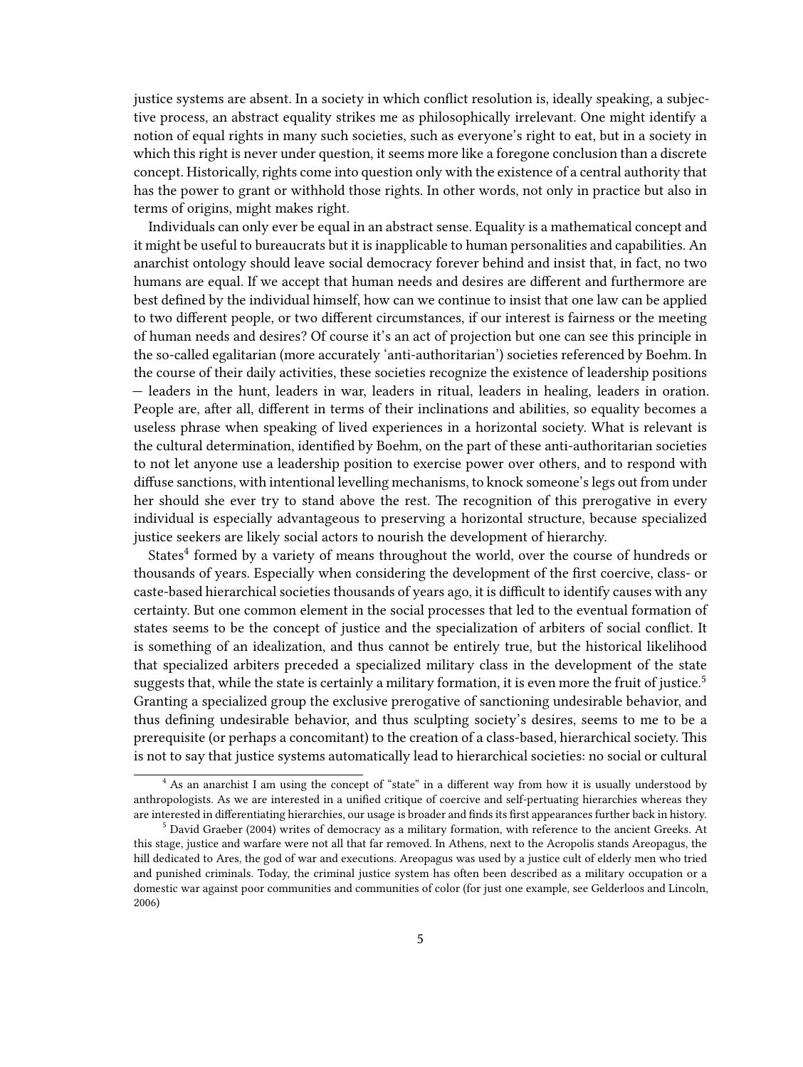justice systems are absent. In a society in which conflict resolution is, ideally speaking, a subjective process, an abstract equality strikes me as philosophically irrelevant. One might identify a notion of equal rights in many such societies, such as everyone's right to eat, but in a society in which this right is never under question, it seems more like a foregone conclusion than a discrete concept. Historically, rights come into question only with the existence of a central authority that has the power to grant or withhold those rights. In other words, not only in practice but also in terms of origins, might makes right.

Individuals can only ever be equal in an abstract sense. Equality is a mathematical concept and it might be useful to bureaucrats but it is inapplicable to human personalities and capabilities. An anarchist ontology should leave social democracy forever behind and insist that, in fact, no two humans are equal. If we accept that human needs and desires are different and furthermore are best defined by the individual himself, how can we continue to insist that one law can be applied to two different people, or two different circumstances, if our interest is fairness or the meeting of human needs and desires? Of course it's an act of projection but one can see this principle in the so-called egalitarian (more accurately 'anti-authoritarian') societies referenced by Boehm. In the course of their daily activities, these societies recognize the existence of leadership positions — leaders in the hunt, leaders in war, leaders in ritual, leaders in healing, leaders in oration. People are, after all, different in terms of their inclinations and abilities, so equality becomes a useless phrase when speaking of lived experiences in a horizontal society. What is relevant is the cultural determination, identified by Boehm, on the part of these anti-authoritarian societies to not let anyone use a leadership position to exercise power over others, and to respond with diffuse sanctions, with intentional levelling mechanisms, to knock someone's legs out from under her should she ever try to stand above the rest. The recognition of this prerogative in every individual is especially advantageous to preserving a horizontal structure, because specialized justice seekers are likely social actors to nourish the development of hierarchy.

States[4] formed by a variety of means throughout the world, over the course of hundreds or thousands of years. Especially when considering the development of the first coercive, class- or caste-based hierarchical societies thousands of years ago, it is difficult to identify causes with any certainty. But one common element in the social processes that led to the eventual formation of states seems to be the concept of justice and the specialization of arbiters of social conflict. It is something of an idealization, and thus cannot be entirely true, but the historical likelihood that specialized arbiters preceded a specialized military class in the development of the state suggests that, while the state is certainly a military formation, it is even more the fruit of justice.[5] Granting a specialized group the exclusive prerogative of sanctioning undesirable behavior, and thus defining undesirable behavior, and thus sculpting society's desires, seems to me to be a prerequisite (or perhaps a concomitant) to the creation of a class-based, hierarchical society. This is not to say that justice systems automatically lead to hierarchical societies: no social or cultural

[4] As an anarchist I am using the concept of "state" in a different way from how it is usually understood by anthropologists. As we are interested in a unified critique of coercive and self-pertuating hierarchies whereas they are interested in differentiating hierarchies, our usage is broader and finds its first appearances further back in history.

[5] David Graeber (2004) writes of democracy as a military formation, with reference to the ancient Greeks. At this stage, justice and warfare were not all that far removed. In Athens, next to the Acropolis stands Areopagus, the hill dedicated to Ares, the god of war and executions. Areopagus was used by a justice cult of elderly men who tried and punished criminals. Today, the criminal justice system has often been described as a military occupation or a domestic war against poor communities and communities of color (for just one example, see Gelderloos and Lincoln, 2006)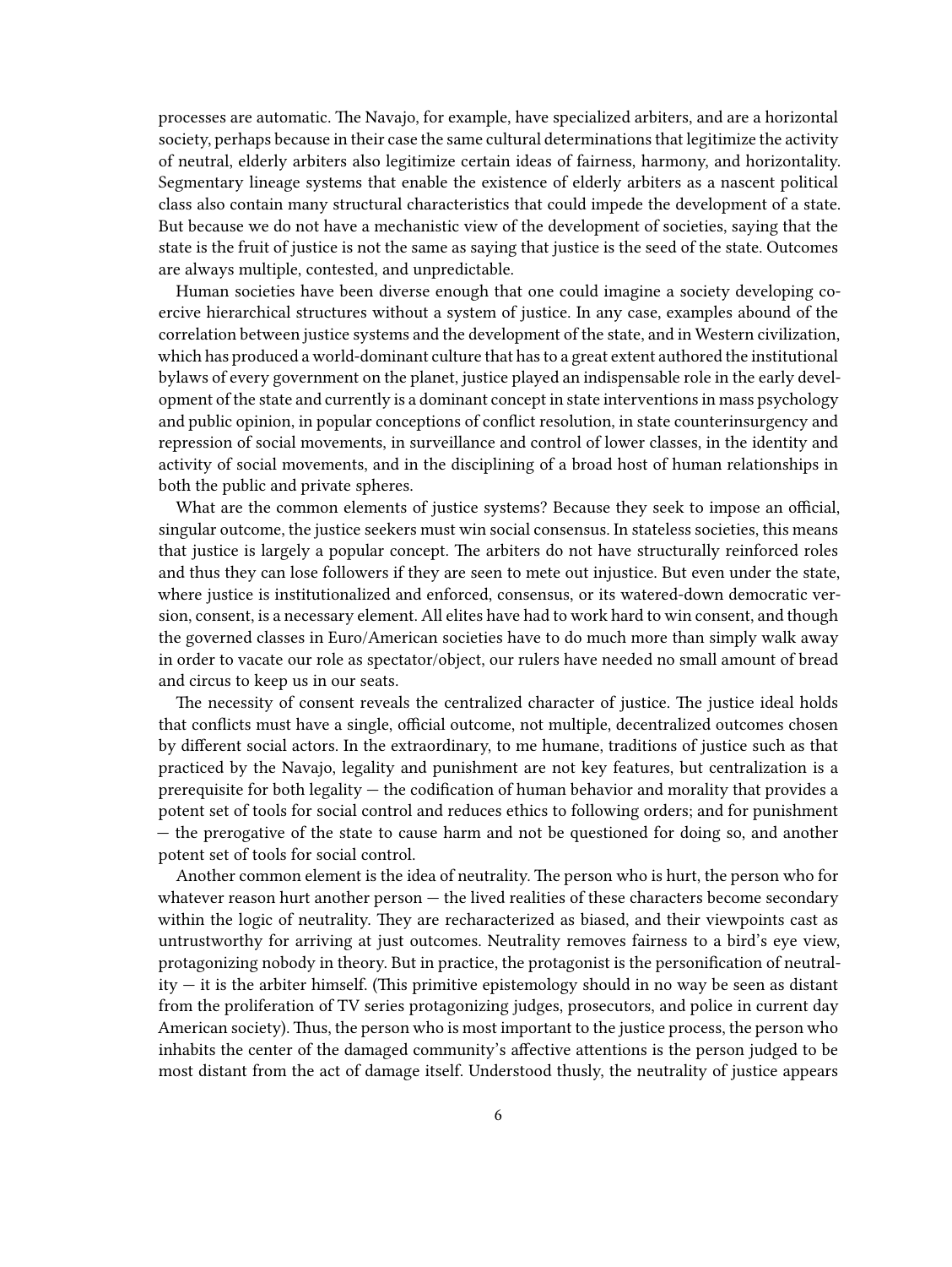processes are automatic. The Navajo, for example, have specialized arbiters, and are a horizontal society, perhaps because in their case the same cultural determinations that legitimize the activity of neutral, elderly arbiters also legitimize certain ideas of fairness, harmony, and horizontality. Segmentary lineage systems that enable the existence of elderly arbiters as a nascent political class also contain many structural characteristics that could impede the development of a state. But because we do not have a mechanistic view of the development of societies, saying that the state is the fruit of justice is not the same as saying that justice is the seed of the state. Outcomes are always multiple, contested, and unpredictable.

Human societies have been diverse enough that one could imagine a society developing coercive hierarchical structures without a system of justice. In any case, examples abound of the correlation between justice systems and the development of the state, and in Western civilization, which has produced a world-dominant culture that has to a great extent authored the institutional bylaws of every government on the planet, justice played an indispensable role in the early development of the state and currently is a dominant concept in state interventions in mass psychology and public opinion, in popular conceptions of conflict resolution, in state counterinsurgency and repression of social movements, in surveillance and control of lower classes, in the identity and activity of social movements, and in the disciplining of a broad host of human relationships in both the public and private spheres.

What are the common elements of justice systems? Because they seek to impose an official, singular outcome, the justice seekers must win social consensus. In stateless societies, this means that justice is largely a popular concept. The arbiters do not have structurally reinforced roles and thus they can lose followers if they are seen to mete out injustice. But even under the state, where justice is institutionalized and enforced, consensus, or its watered-down democratic version, consent, is a necessary element. All elites have had to work hard to win consent, and though the governed classes in Euro/American societies have to do much more than simply walk away in order to vacate our role as spectator/object, our rulers have needed no small amount of bread and circus to keep us in our seats.

The necessity of consent reveals the centralized character of justice. The justice ideal holds that conflicts must have a single, official outcome, not multiple, decentralized outcomes chosen by different social actors. In the extraordinary, to me humane, traditions of justice such as that practiced by the Navajo, legality and punishment are not key features, but centralization is a prerequisite for both legality — the codification of human behavior and morality that provides a potent set of tools for social control and reduces ethics to following orders; and for punishment — the prerogative of the state to cause harm and not be questioned for doing so, and another potent set of tools for social control.

Another common element is the idea of neutrality. The person who is hurt, the person who for whatever reason hurt another person — the lived realities of these characters become secondary within the logic of neutrality. They are recharacterized as biased, and their viewpoints cast as untrustworthy for arriving at just outcomes. Neutrality removes fairness to a bird's eye view, protagonizing nobody in theory. But in practice, the protagonist is the personification of neutrality — it is the arbiter himself. (This primitive epistemology should in no way be seen as distant from the proliferation of TV series protagonizing judges, prosecutors, and police in current day American society). Thus, the person who is most important to the justice process, the person who inhabits the center of the damaged community's affective attentions is the person judged to be most distant from the act of damage itself. Understood thusly, the neutrality of justice appears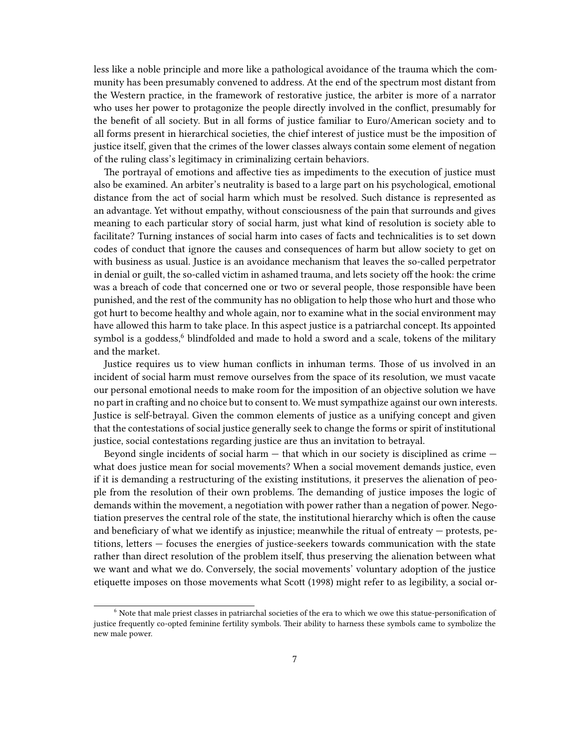less like a noble principle and more like a pathological avoidance of the trauma which the community has been presumably convened to address. At the end of the spectrum most distant from the Western practice, in the framework of restorative justice, the arbiter is more of a narrator who uses her power to protagonize the people directly involved in the conflict, presumably for the benefit of all society. But in all forms of justice familiar to Euro/American society and to all forms present in hierarchical societies, the chief interest of justice must be the imposition of justice itself, given that the crimes of the lower classes always contain some element of negation of the ruling class's legitimacy in criminalizing certain behaviors.

The portrayal of emotions and affective ties as impediments to the execution of justice must also be examined. An arbiter's neutrality is based to a large part on his psychological, emotional distance from the act of social harm which must be resolved. Such distance is represented as an advantage. Yet without empathy, without consciousness of the pain that surrounds and gives meaning to each particular story of social harm, just what kind of resolution is society able to facilitate? Turning instances of social harm into cases of facts and technicalities is to set down codes of conduct that ignore the causes and consequences of harm but allow society to get on with business as usual. Justice is an avoidance mechanism that leaves the so-called perpetrator in denial or guilt, the so-called victim in ashamed trauma, and lets society off the hook: the crime was a breach of code that concerned one or two or several people, those responsible have been punished, and the rest of the community has no obligation to help those who hurt and those who got hurt to become healthy and whole again, nor to examine what in the social environment may have allowed this harm to take place. In this aspect justice is a patriarchal concept. Its appointed symbol is a goddess,[6] blindfolded and made to hold a sword and a scale, tokens of the military and the market.

Justice requires us to view human conflicts in inhuman terms. Those of us involved in an incident of social harm must remove ourselves from the space of its resolution, we must vacate our personal emotional needs to make room for the imposition of an objective solution we have no part in crafting and no choice but to consent to. We must sympathize against our own interests. Justice is self-betrayal. Given the common elements of justice as a unifying concept and given that the contestations of social justice generally seek to change the forms or spirit of institutional justice, social contestations regarding justice are thus an invitation to betrayal.

Beyond single incidents of social harm — that which in our society is disciplined as crime — what does justice mean for social movements? When a social movement demands justice, even if it is demanding a restructuring of the existing institutions, it preserves the alienation of people from the resolution of their own problems. The demanding of justice imposes the logic of demands within the movement, a negotiation with power rather than a negation of power. Negotiation preserves the central role of the state, the institutional hierarchy which is often the cause and beneficiary of what we identify as injustice; meanwhile the ritual of entreaty — protests, petitions, letters — focuses the energies of justice-seekers towards communication with the state rather than direct resolution of the problem itself, thus preserving the alienation between what we want and what we do. Conversely, the social movements' voluntary adoption of the justice etiquette imposes on those movements what Scott (1998) might refer to as legibility, a social or-

[6] Note that male priest classes in patriarchal societies of the era to which we owe this statue-personification of justice frequently co-opted feminine fertility symbols. Their ability to harness these symbols came to symbolize the new male power.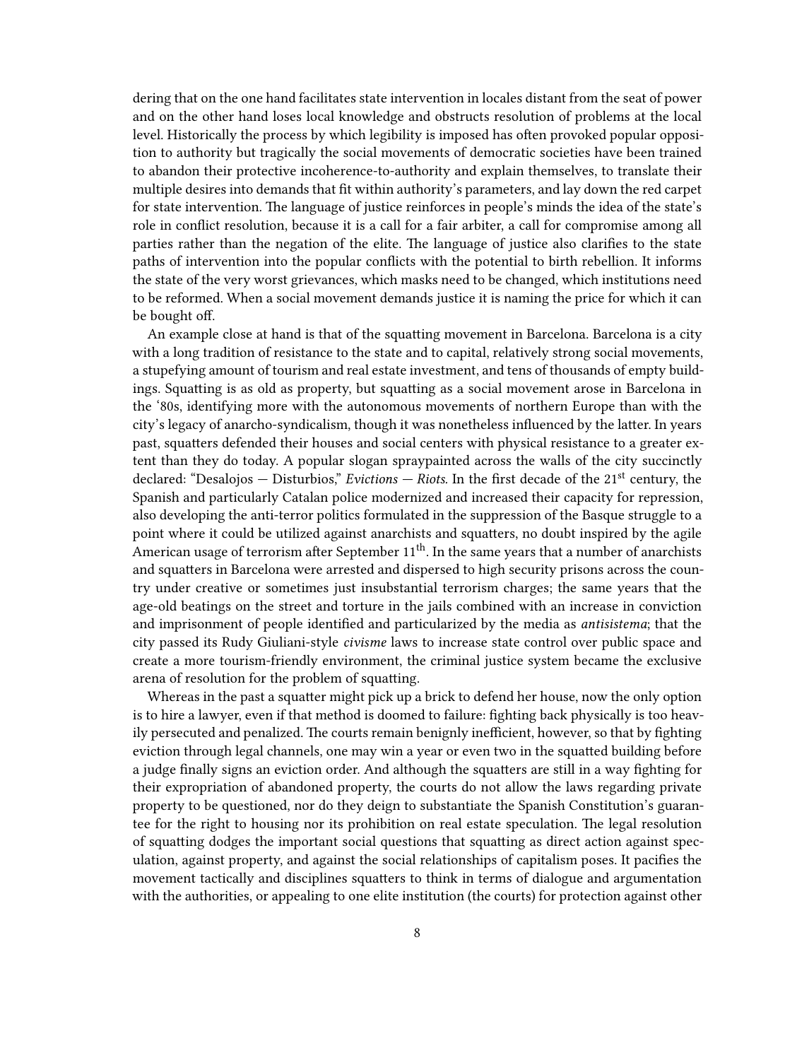dering that on the one hand facilitates state intervention in locales distant from the seat of power and on the other hand loses local knowledge and obstructs resolution of problems at the local level. Historically the process by which legibility is imposed has often provoked popular opposition to authority but tragically the social movements of democratic societies have been trained to abandon their protective incoherence-to-authority and explain themselves, to translate their multiple desires into demands that fit within authority's parameters, and lay down the red carpet for state intervention. The language of justice reinforces in people's minds the idea of the state's role in conflict resolution, because it is a call for a fair arbiter, a call for compromise among all parties rather than the negation of the elite. The language of justice also clarifies to the state paths of intervention into the popular conflicts with the potential to birth rebellion. It informs the state of the very worst grievances, which masks need to be changed, which institutions need to be reformed. When a social movement demands justice it is naming the price for which it can be bought off.

An example close at hand is that of the squatting movement in Barcelona. Barcelona is a city with a long tradition of resistance to the state and to capital, relatively strong social movements, a stupefying amount of tourism and real estate investment, and tens of thousands of empty buildings. Squatting is as old as property, but squatting as a social movement arose in Barcelona in the '80s, identifying more with the autonomous movements of northern Europe than with the city's legacy of anarcho-syndicalism, though it was nonetheless influenced by the latter. In years past, squatters defended their houses and social centers with physical resistance to a greater extent than they do today. A popular slogan spraypainted across the walls of the city succinctly declared: "Desalojos — Disturbios," *Evictions — Riots.* In the first decade of the 21st century, the Spanish and particularly Catalan police modernized and increased their capacity for repression, also developing the anti-terror politics formulated in the suppression of the Basque struggle to a point where it could be utilized against anarchists and squatters, no doubt inspired by the agile American usage of terrorism after September 11th. In the same years that a number of anarchists and squatters in Barcelona were arrested and dispersed to high security prisons across the country under creative or sometimes just insubstantial terrorism charges; the same years that the age-old beatings on the street and torture in the jails combined with an increase in conviction and imprisonment of people identified and particularized by the media as *antisistema*; that the city passed its Rudy Giuliani-style *civisme* laws to increase state control over public space and create a more tourism-friendly environment, the criminal justice system became the exclusive arena of resolution for the problem of squatting.

Whereas in the past a squatter might pick up a brick to defend her house, now the only option is to hire a lawyer, even if that method is doomed to failure: fighting back physically is too heavily persecuted and penalized. The courts remain benignly inefficient, however, so that by fighting eviction through legal channels, one may win a year or even two in the squatted building before a judge finally signs an eviction order. And although the squatters are still in a way fighting for their expropriation of abandoned property, the courts do not allow the laws regarding private property to be questioned, nor do they deign to substantiate the Spanish Constitution's guarantee for the right to housing nor its prohibition on real estate speculation. The legal resolution of squatting dodges the important social questions that squatting as direct action against speculation, against property, and against the social relationships of capitalism poses. It pacifies the movement tactically and disciplines squatters to think in terms of dialogue and argumentation with the authorities, or appealing to one elite institution (the courts) for protection against other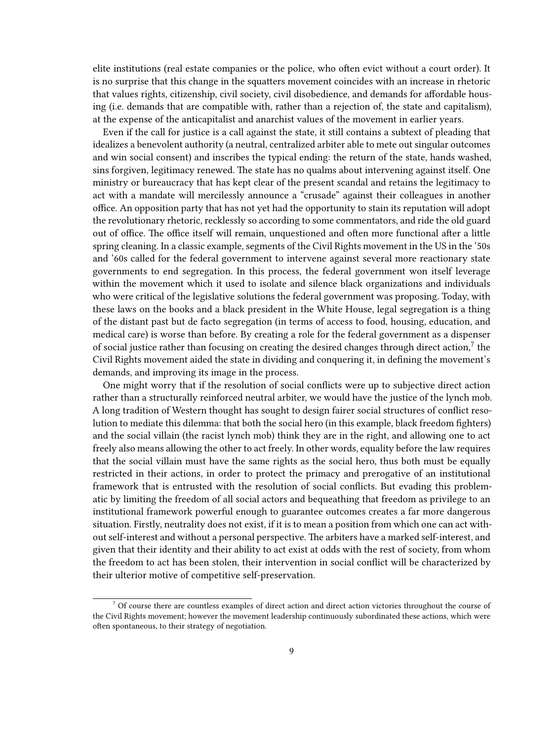elite institutions (real estate companies or the police, who often evict without a court order). It is no surprise that this change in the squatters movement coincides with an increase in rhetoric that values rights, citizenship, civil society, civil disobedience, and demands for affordable housing (i.e. demands that are compatible with, rather than a rejection of, the state and capitalism), at the expense of the anticapitalist and anarchist values of the movement in earlier years.

Even if the call for justice is a call against the state, it still contains a subtext of pleading that idealizes a benevolent authority (a neutral, centralized arbiter able to mete out singular outcomes and win social consent) and inscribes the typical ending: the return of the state, hands washed, sins forgiven, legitimacy renewed. The state has no qualms about intervening against itself. One ministry or bureaucracy that has kept clear of the present scandal and retains the legitimacy to act with a mandate will mercilessly announce a "crusade" against their colleagues in another office. An opposition party that has not yet had the opportunity to stain its reputation will adopt the revolutionary rhetoric, recklessly so according to some commentators, and ride the old guard out of office. The office itself will remain, unquestioned and often more functional after a little spring cleaning. In a classic example, segments of the Civil Rights movement in the US in the '50s and '60s called for the federal government to intervene against several more reactionary state governments to end segregation. In this process, the federal government won itself leverage within the movement which it used to isolate and silence black organizations and individuals who were critical of the legislative solutions the federal government was proposing. Today, with these laws on the books and a black president in the White House, legal segregation is a thing of the distant past but de facto segregation (in terms of access to food, housing, education, and medical care) is worse than before. By creating a role for the federal government as a dispenser of social justice rather than focusing on creating the desired changes through direct action,[7] the Civil Rights movement aided the state in dividing and conquering it, in defining the movement's demands, and improving its image in the process.

One might worry that if the resolution of social conflicts were up to subjective direct action rather than a structurally reinforced neutral arbiter, we would have the justice of the lynch mob. A long tradition of Western thought has sought to design fairer social structures of conflict resolution to mediate this dilemma: that both the social hero (in this example, black freedom fighters) and the social villain (the racist lynch mob) think they are in the right, and allowing one to act freely also means allowing the other to act freely. In other words, equality before the law requires that the social villain must have the same rights as the social hero, thus both must be equally restricted in their actions, in order to protect the primacy and prerogative of an institutional framework that is entrusted with the resolution of social conflicts. But evading this problematic by limiting the freedom of all social actors and bequeathing that freedom as privilege to an institutional framework powerful enough to guarantee outcomes creates a far more dangerous situation. Firstly, neutrality does not exist, if it is to mean a position from which one can act without self-interest and without a personal perspective. The arbiters have a marked self-interest, and given that their identity and their ability to act exist at odds with the rest of society, from whom the freedom to act has been stolen, their intervention in social conflict will be characterized by their ulterior motive of competitive self-preservation.

[7] Of course there are countless examples of direct action and direct action victories throughout the course of the Civil Rights movement; however the movement leadership continuously subordinated these actions, which were often spontaneous, to their strategy of negotiation.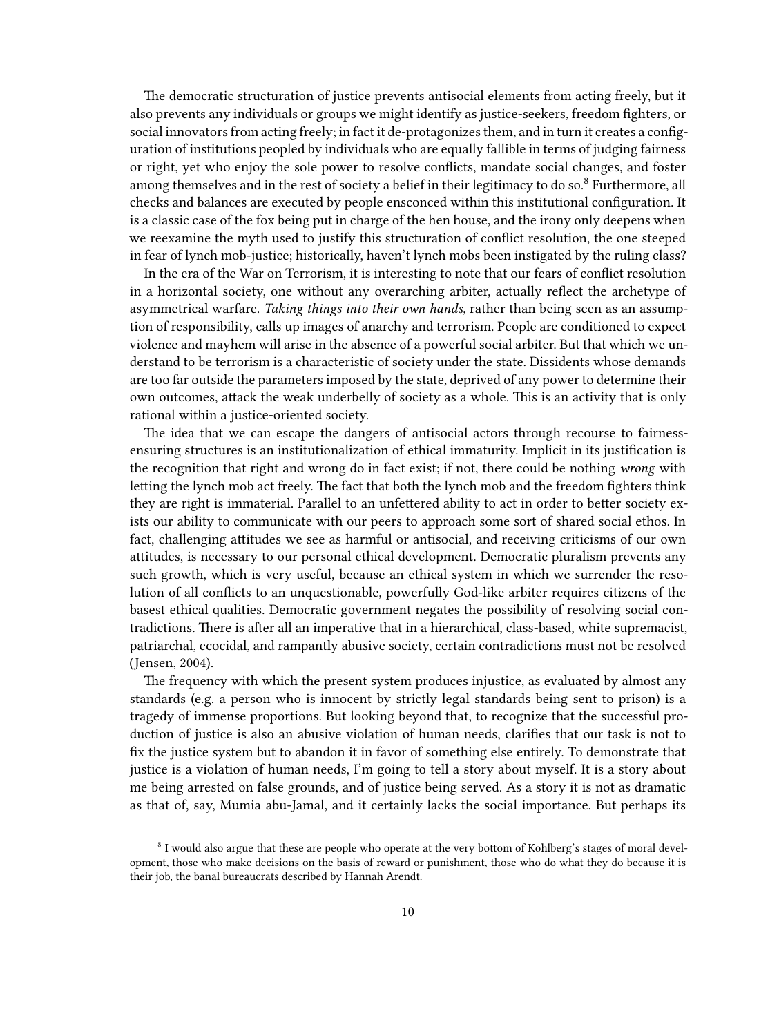The democratic structuration of justice prevents antisocial elements from acting freely, but it also prevents any individuals or groups we might identify as justice-seekers, freedom fighters, or social innovators from acting freely; in fact it de-protagonizes them, and in turn it creates a configuration of institutions peopled by individuals who are equally fallible in terms of judging fairness or right, yet who enjoy the sole power to resolve conflicts, mandate social changes, and foster among themselves and in the rest of society a belief in their legitimacy to do so.[8] Furthermore, all checks and balances are executed by people ensconced within this institutional configuration. It is a classic case of the fox being put in charge of the hen house, and the irony only deepens when we reexamine the myth used to justify this structuration of conflict resolution, the one steeped in fear of lynch mob-justice; historically, haven't lynch mobs been instigated by the ruling class?

In the era of the War on Terrorism, it is interesting to note that our fears of conflict resolution in a horizontal society, one without any overarching arbiter, actually reflect the archetype of asymmetrical warfare. *Taking things into their own hands,* rather than being seen as an assumption of responsibility, calls up images of anarchy and terrorism. People are conditioned to expect violence and mayhem will arise in the absence of a powerful social arbiter. But that which we understand to be terrorism is a characteristic of society under the state. Dissidents whose demands are too far outside the parameters imposed by the state, deprived of any power to determine their own outcomes, attack the weak underbelly of society as a whole. This is an activity that is only rational within a justice-oriented society.

The idea that we can escape the dangers of antisocial actors through recourse to fairness-ensuring structures is an institutionalization of ethical immaturity. Implicit in its justification is the recognition that right and wrong do in fact exist; if not, there could be nothing *wrong* with letting the lynch mob act freely. The fact that both the lynch mob and the freedom fighters think they are right is immaterial. Parallel to an unfettered ability to act in order to better society exists our ability to communicate with our peers to approach some sort of shared social ethos. In fact, challenging attitudes we see as harmful or antisocial, and receiving criticisms of our own attitudes, is necessary to our personal ethical development. Democratic pluralism prevents any such growth, which is very useful, because an ethical system in which we surrender the resolution of all conflicts to an unquestionable, powerfully God-like arbiter requires citizens of the basest ethical qualities. Democratic government negates the possibility of resolving social contradictions. There is after all an imperative that in a hierarchical, class-based, white supremacist, patriarchal, ecocidal, and rampantly abusive society, certain contradictions must not be resolved (Jensen, 2004).

The frequency with which the present system produces injustice, as evaluated by almost any standards (e.g. a person who is innocent by strictly legal standards being sent to prison) is a tragedy of immense proportions. But looking beyond that, to recognize that the successful production of justice is also an abusive violation of human needs, clarifies that our task is not to fix the justice system but to abandon it in favor of something else entirely. To demonstrate that justice is a violation of human needs, I'm going to tell a story about myself. It is a story about me being arrested on false grounds, and of justice being served. As a story it is not as dramatic as that of, say, Mumia abu-Jamal, and it certainly lacks the social importance. But perhaps its

[8] I would also argue that these are people who operate at the very bottom of Kohlberg's stages of moral development, those who make decisions on the basis of reward or punishment, those who do what they do because it is their job, the banal bureaucrats described by Hannah Arendt.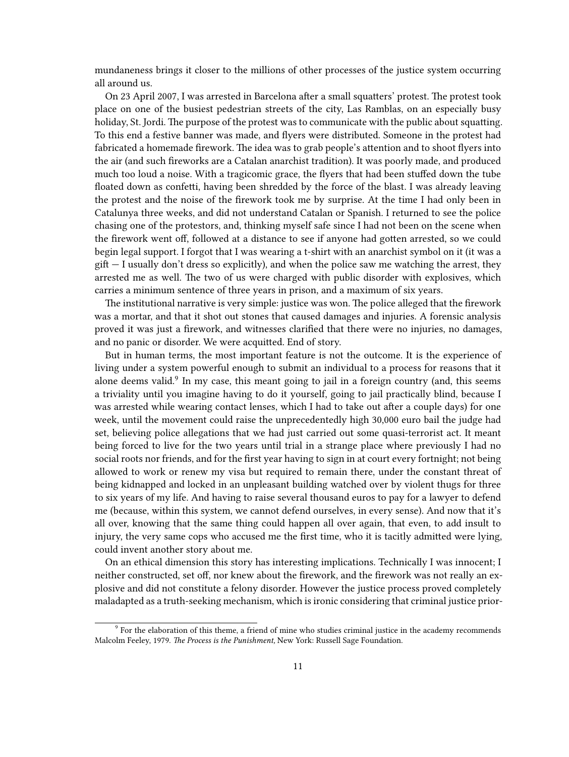mundaneness brings it closer to the millions of other processes of the justice system occurring all around us.

On 23 April 2007, I was arrested in Barcelona after a small squatters' protest. The protest took place on one of the busiest pedestrian streets of the city, Las Ramblas, on an especially busy holiday, St. Jordi. The purpose of the protest was to communicate with the public about squatting. To this end a festive banner was made, and flyers were distributed. Someone in the protest had fabricated a homemade firework. The idea was to grab people's attention and to shoot flyers into the air (and such fireworks are a Catalan anarchist tradition). It was poorly made, and produced much too loud a noise. With a tragicomic grace, the flyers that had been stuffed down the tube floated down as confetti, having been shredded by the force of the blast. I was already leaving the protest and the noise of the firework took me by surprise. At the time I had only been in Catalunya three weeks, and did not understand Catalan or Spanish. I returned to see the police chasing one of the protestors, and, thinking myself safe since I had not been on the scene when the firework went off, followed at a distance to see if anyone had gotten arrested, so we could begin legal support. I forgot that I was wearing a t-shirt with an anarchist symbol on it (it was a gift — I usually don't dress so explicitly), and when the police saw me watching the arrest, they arrested me as well. The two of us were charged with public disorder with explosives, which carries a minimum sentence of three years in prison, and a maximum of six years.

The institutional narrative is very simple: justice was won. The police alleged that the firework was a mortar, and that it shot out stones that caused damages and injuries. A forensic analysis proved it was just a firework, and witnesses clarified that there were no injuries, no damages, and no panic or disorder. We were acquitted. End of story.

But in human terms, the most important feature is not the outcome. It is the experience of living under a system powerful enough to submit an individual to a process for reasons that it alone deems valid.[9] In my case, this meant going to jail in a foreign country (and, this seems a triviality until you imagine having to do it yourself, going to jail practically blind, because I was arrested while wearing contact lenses, which I had to take out after a couple days) for one week, until the movement could raise the unprecedentedly high 30,000 euro bail the judge had set, believing police allegations that we had just carried out some quasi-terrorist act. It meant being forced to live for the two years until trial in a strange place where previously I had no social roots nor friends, and for the first year having to sign in at court every fortnight; not being allowed to work or renew my visa but required to remain there, under the constant threat of being kidnapped and locked in an unpleasant building watched over by violent thugs for three to six years of my life. And having to raise several thousand euros to pay for a lawyer to defend me (because, within this system, we cannot defend ourselves, in every sense). And now that it's all over, knowing that the same thing could happen all over again, that even, to add insult to injury, the very same cops who accused me the first time, who it is tacitly admitted were lying, could invent another story about me.

On an ethical dimension this story has interesting implications. Technically I was innocent; I neither constructed, set off, nor knew about the firework, and the firework was not really an explosive and did not constitute a felony disorder. However the justice process proved completely maladapted as a truth-seeking mechanism, which is ironic considering that criminal justice prior-

[9] For the elaboration of this theme, a friend of mine who studies criminal justice in the academy recommends Malcolm Feeley, 1979. *The Process is the Punishment,* New York: Russell Sage Foundation.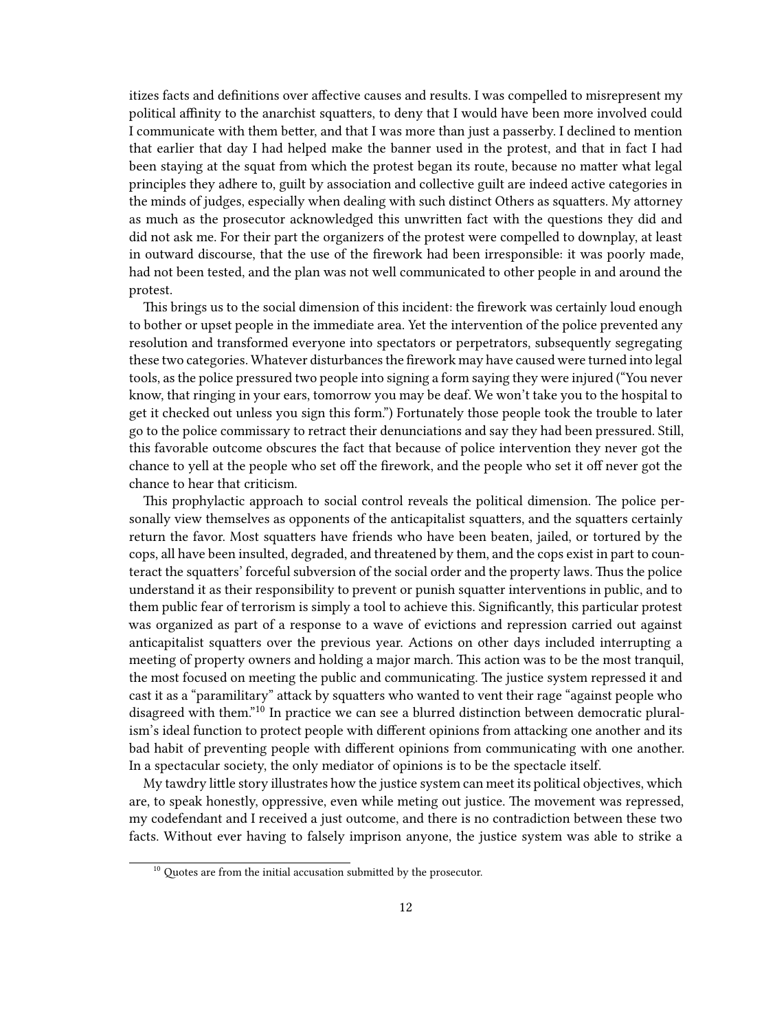itizes facts and definitions over affective causes and results. I was compelled to misrepresent my political affinity to the anarchist squatters, to deny that I would have been more involved could I communicate with them better, and that I was more than just a passerby. I declined to mention that earlier that day I had helped make the banner used in the protest, and that in fact I had been staying at the squat from which the protest began its route, because no matter what legal principles they adhere to, guilt by association and collective guilt are indeed active categories in the minds of judges, especially when dealing with such distinct Others as squatters. My attorney as much as the prosecutor acknowledged this unwritten fact with the questions they did and did not ask me. For their part the organizers of the protest were compelled to downplay, at least in outward discourse, that the use of the firework had been irresponsible: it was poorly made, had not been tested, and the plan was not well communicated to other people in and around the protest.

This brings us to the social dimension of this incident: the firework was certainly loud enough to bother or upset people in the immediate area. Yet the intervention of the police prevented any resolution and transformed everyone into spectators or perpetrators, subsequently segregating these two categories. Whatever disturbances the firework may have caused were turned into legal tools, as the police pressured two people into signing a form saying they were injured ("You never know, that ringing in your ears, tomorrow you may be deaf. We won't take you to the hospital to get it checked out unless you sign this form.") Fortunately those people took the trouble to later go to the police commissary to retract their denunciations and say they had been pressured. Still, this favorable outcome obscures the fact that because of police intervention they never got the chance to yell at the people who set off the firework, and the people who set it off never got the chance to hear that criticism.

This prophylactic approach to social control reveals the political dimension. The police personally view themselves as opponents of the anticapitalist squatters, and the squatters certainly return the favor. Most squatters have friends who have been beaten, jailed, or tortured by the cops, all have been insulted, degraded, and threatened by them, and the cops exist in part to counteract the squatters' forceful subversion of the social order and the property laws. Thus the police understand it as their responsibility to prevent or punish squatter interventions in public, and to them public fear of terrorism is simply a tool to achieve this. Significantly, this particular protest was organized as part of a response to a wave of evictions and repression carried out against anticapitalist squatters over the previous year. Actions on other days included interrupting a meeting of property owners and holding a major march. This action was to be the most tranquil, the most focused on meeting the public and communicating. The justice system repressed it and cast it as a "paramilitary" attack by squatters who wanted to vent their rage "against people who disagreed with them."[10] In practice we can see a blurred distinction between democratic pluralism's ideal function to protect people with different opinions from attacking one another and its bad habit of preventing people with different opinions from communicating with one another. In a spectacular society, the only mediator of opinions is to be the spectacle itself.

My tawdry little story illustrates how the justice system can meet its political objectives, which are, to speak honestly, oppressive, even while meting out justice. The movement was repressed, my codefendant and I received a just outcome, and there is no contradiction between these two facts. Without ever having to falsely imprison anyone, the justice system was able to strike a

[10] Quotes are from the initial accusation submitted by the prosecutor.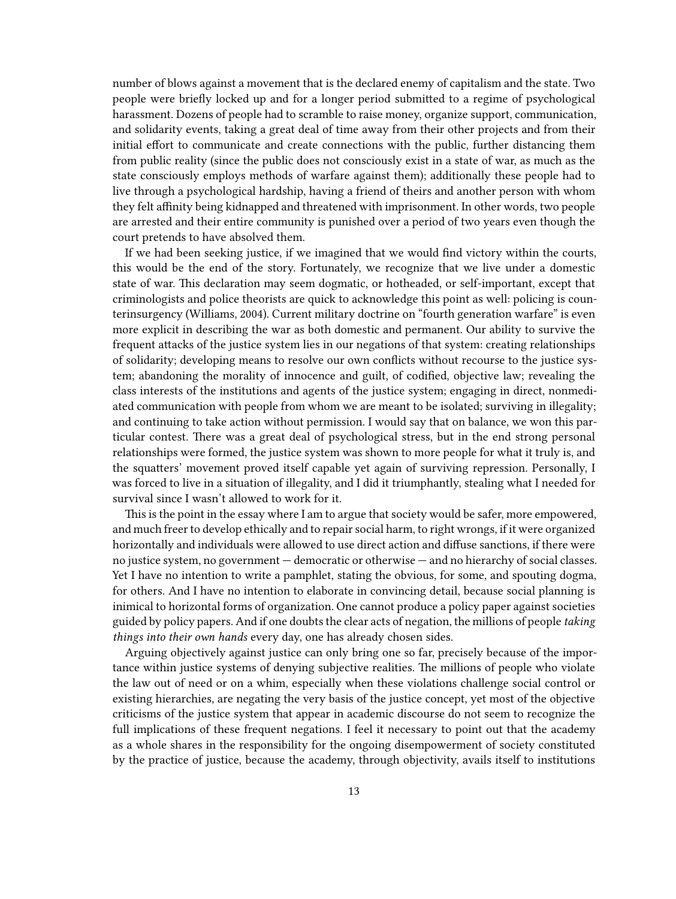number of blows against a movement that is the declared enemy of capitalism and the state. Two people were briefly locked up and for a longer period submitted to a regime of psychological harassment. Dozens of people had to scramble to raise money, organize support, communication, and solidarity events, taking a great deal of time away from their other projects and from their initial effort to communicate and create connections with the public, further distancing them from public reality (since the public does not consciously exist in a state of war, as much as the state consciously employs methods of warfare against them); additionally these people had to live through a psychological hardship, having a friend of theirs and another person with whom they felt affinity being kidnapped and threatened with imprisonment. In other words, two people are arrested and their entire community is punished over a period of two years even though the court pretends to have absolved them.

If we had been seeking justice, if we imagined that we would find victory within the courts, this would be the end of the story. Fortunately, we recognize that we live under a domestic state of war. This declaration may seem dogmatic, or hotheaded, or self-important, except that criminologists and police theorists are quick to acknowledge this point as well: policing is counterinsurgency (Williams, 2004). Current military doctrine on "fourth generation warfare" is even more explicit in describing the war as both domestic and permanent. Our ability to survive the frequent attacks of the justice system lies in our negations of that system: creating relationships of solidarity; developing means to resolve our own conflicts without recourse to the justice system; abandoning the morality of innocence and guilt, of codified, objective law; revealing the class interests of the institutions and agents of the justice system; engaging in direct, nonmediated communication with people from whom we are meant to be isolated; surviving in illegality; and continuing to take action without permission. I would say that on balance, we won this particular contest. There was a great deal of psychological stress, but in the end strong personal relationships were formed, the justice system was shown to more people for what it truly is, and the squatters' movement proved itself capable yet again of surviving repression. Personally, I was forced to live in a situation of illegality, and I did it triumphantly, stealing what I needed for survival since I wasn't allowed to work for it.

This is the point in the essay where I am to argue that society would be safer, more empowered, and much freer to develop ethically and to repair social harm, to right wrongs, if it were organized horizontally and individuals were allowed to use direct action and diffuse sanctions, if there were no justice system, no government — democratic or otherwise — and no hierarchy of social classes. Yet I have no intention to write a pamphlet, stating the obvious, for some, and spouting dogma, for others. And I have no intention to elaborate in convincing detail, because social planning is inimical to horizontal forms of organization. One cannot produce a policy paper against societies guided by policy papers. And if one doubts the clear acts of negation, the millions of people *taking things into their own hands* every day, one has already chosen sides.

Arguing objectively against justice can only bring one so far, precisely because of the importance within justice systems of denying subjective realities. The millions of people who violate the law out of need or on a whim, especially when these violations challenge social control or existing hierarchies, are negating the very basis of the justice concept, yet most of the objective criticisms of the justice system that appear in academic discourse do not seem to recognize the full implications of these frequent negations. I feel it necessary to point out that the academy as a whole shares in the responsibility for the ongoing disempowerment of society constituted by the practice of justice, because the academy, through objectivity, avails itself to institutions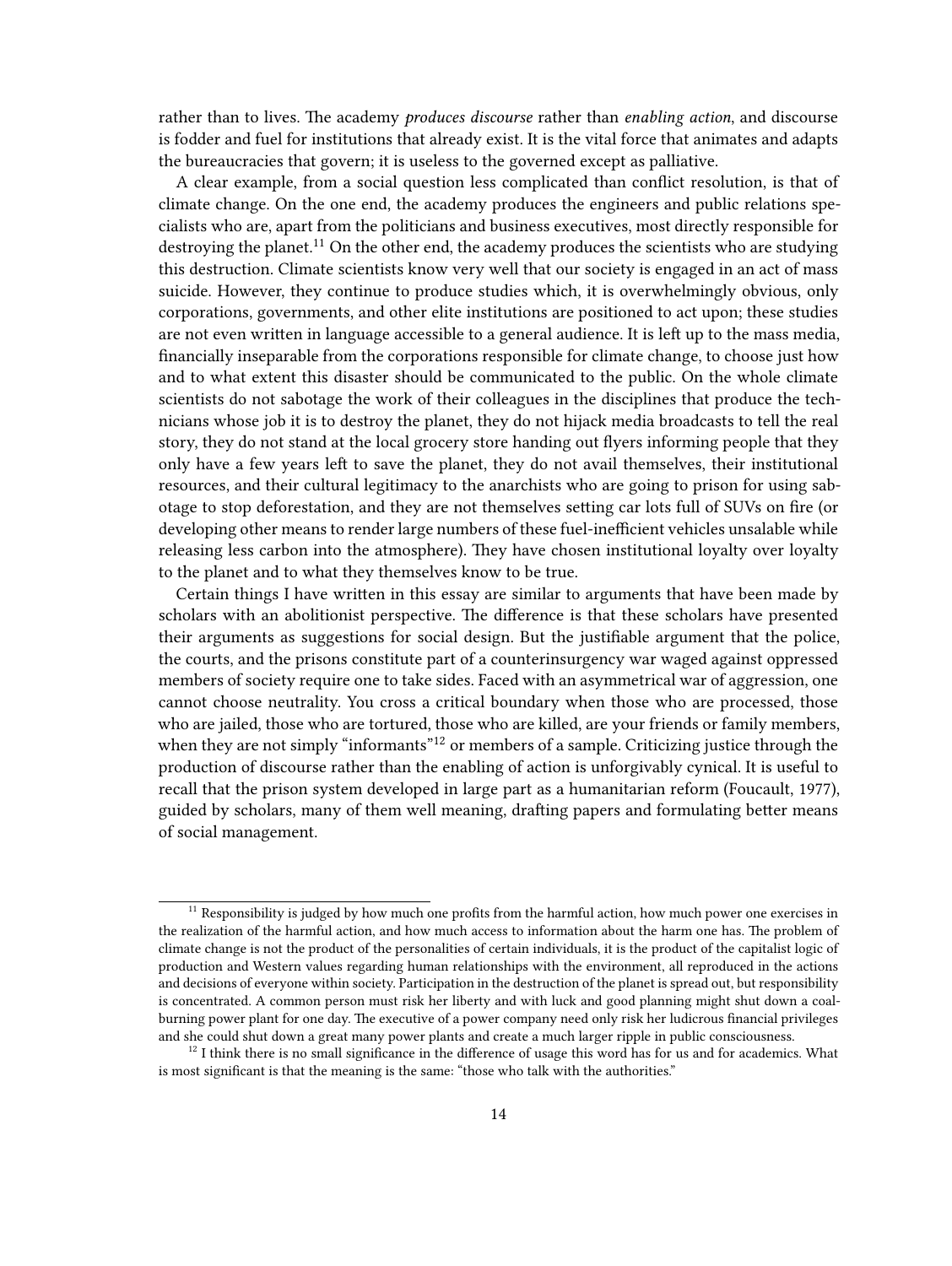rather than to lives. The academy *produces discourse* rather than *enabling action*, and discourse is fodder and fuel for institutions that already exist. It is the vital force that animates and adapts the bureaucracies that govern; it is useless to the governed except as palliative.

A clear example, from a social question less complicated than conflict resolution, is that of climate change. On the one end, the academy produces the engineers and public relations specialists who are, apart from the politicians and business executives, most directly responsible for destroying the planet.[11] On the other end, the academy produces the scientists who are studying this destruction. Climate scientists know very well that our society is engaged in an act of mass suicide. However, they continue to produce studies which, it is overwhelmingly obvious, only corporations, governments, and other elite institutions are positioned to act upon; these studies are not even written in language accessible to a general audience. It is left up to the mass media, financially inseparable from the corporations responsible for climate change, to choose just how and to what extent this disaster should be communicated to the public. On the whole climate scientists do not sabotage the work of their colleagues in the disciplines that produce the technicians whose job it is to destroy the planet, they do not hijack media broadcasts to tell the real story, they do not stand at the local grocery store handing out flyers informing people that they only have a few years left to save the planet, they do not avail themselves, their institutional resources, and their cultural legitimacy to the anarchists who are going to prison for using sabotage to stop deforestation, and they are not themselves setting car lots full of SUVs on fire (or developing other means to render large numbers of these fuel-inefficient vehicles unsalable while releasing less carbon into the atmosphere). They have chosen institutional loyalty over loyalty to the planet and to what they themselves know to be true.

Certain things I have written in this essay are similar to arguments that have been made by scholars with an abolitionist perspective. The difference is that these scholars have presented their arguments as suggestions for social design. But the justifiable argument that the police, the courts, and the prisons constitute part of a counterinsurgency war waged against oppressed members of society require one to take sides. Faced with an asymmetrical war of aggression, one cannot choose neutrality. You cross a critical boundary when those who are processed, those who are jailed, those who are tortured, those who are killed, are your friends or family members, when they are not simply "informants"[12] or members of a sample. Criticizing justice through the production of discourse rather than the enabling of action is unforgivably cynical. It is useful to recall that the prison system developed in large part as a humanitarian reform (Foucault, 1977), guided by scholars, many of them well meaning, drafting papers and formulating better means of social management.

---

[11] Responsibility is judged by how much one profits from the harmful action, how much power one exercises in the realization of the harmful action, and how much access to information about the harm one has. The problem of climate change is not the product of the personalities of certain individuals, it is the product of the capitalist logic of production and Western values regarding human relationships with the environment, all reproduced in the actions and decisions of everyone within society. Participation in the destruction of the planet is spread out, but responsibility is concentrated. A common person must risk her liberty and with luck and good planning might shut down a coal-burning power plant for one day. The executive of a power company need only risk her ludicrous financial privileges and she could shut down a great many power plants and create a much larger ripple in public consciousness.

[12] I think there is no small significance in the difference of usage this word has for us and for academics. What is most significant is that the meaning is the same: "those who talk with the authorities."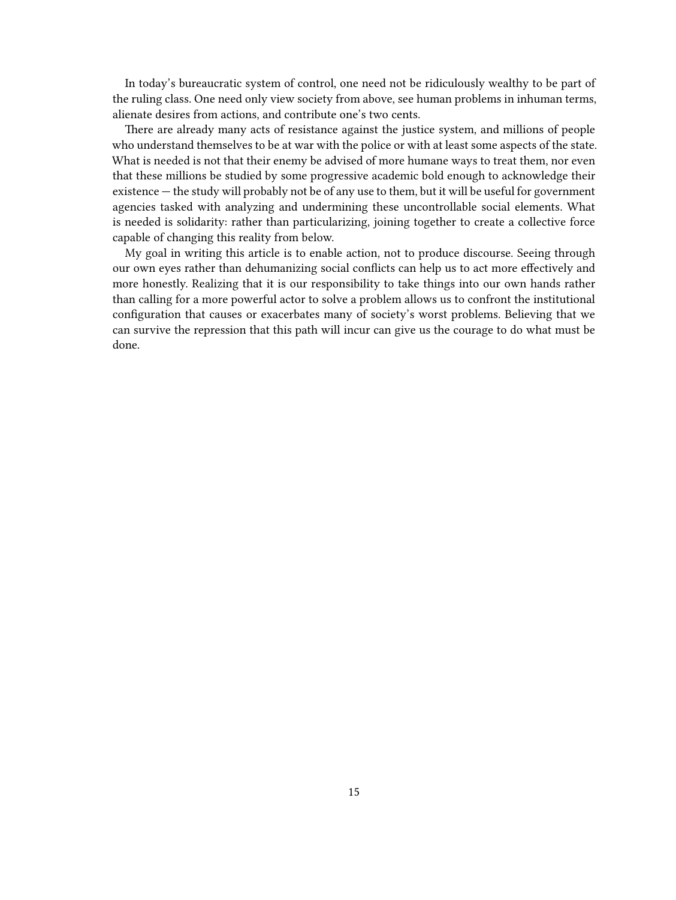In today's bureaucratic system of control, one need not be ridiculously wealthy to be part of the ruling class. One need only view society from above, see human problems in inhuman terms, alienate desires from actions, and contribute one's two cents.

There are already many acts of resistance against the justice system, and millions of people who understand themselves to be at war with the police or with at least some aspects of the state. What is needed is not that their enemy be advised of more humane ways to treat them, nor even that these millions be studied by some progressive academic bold enough to acknowledge their existence — the study will probably not be of any use to them, but it will be useful for government agencies tasked with analyzing and undermining these uncontrollable social elements. What is needed is solidarity: rather than particularizing, joining together to create a collective force capable of changing this reality from below.

My goal in writing this article is to enable action, not to produce discourse. Seeing through our own eyes rather than dehumanizing social conflicts can help us to act more effectively and more honestly. Realizing that it is our responsibility to take things into our own hands rather than calling for a more powerful actor to solve a problem allows us to confront the institutional configuration that causes or exacerbates many of society's worst problems. Believing that we can survive the repression that this path will incur can give us the courage to do what must be done.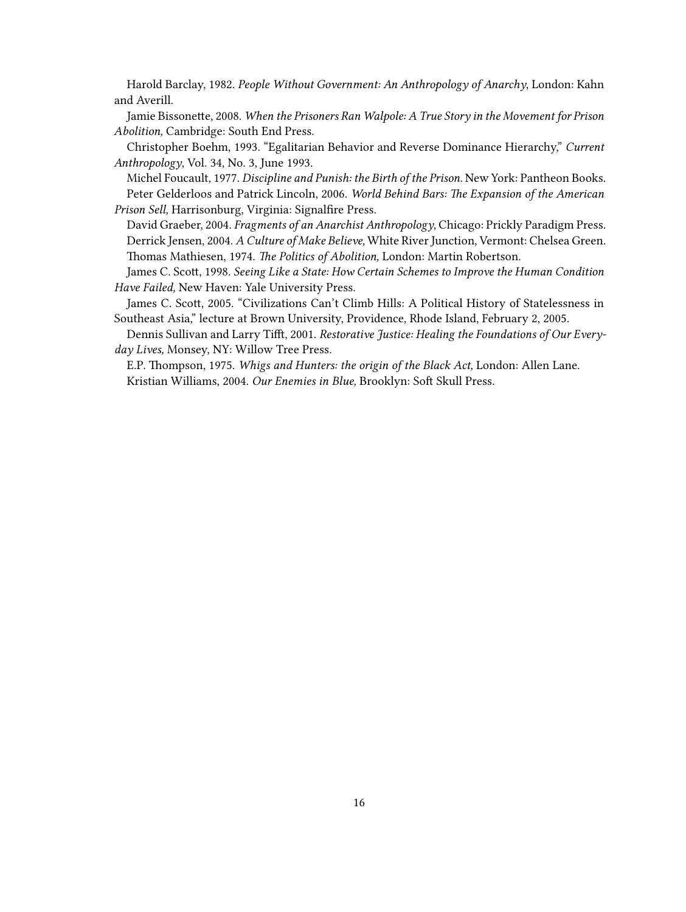Harold Barclay, 1982. *People Without Government: An Anthropology of Anarchy*, London: Kahn and Averill.

Jamie Bissonette, 2008. *When the Prisoners Ran Walpole: A True Story in the Movement for Prison Abolition,* Cambridge: South End Press.

Christopher Boehm, 1993. "Egalitarian Behavior and Reverse Dominance Hierarchy," *Current Anthropology*, Vol. 34, No. 3, June 1993.

Michel Foucault, 1977. *Discipline and Punish: the Birth of the Prison.* New York: Pantheon Books.

Peter Gelderloos and Patrick Lincoln, 2006. *World Behind Bars: The Expansion of the American Prison Sell,* Harrisonburg, Virginia: Signalfire Press.

David Graeber, 2004. *Fragments of an Anarchist Anthropology*, Chicago: Prickly Paradigm Press.

Derrick Jensen, 2004. *A Culture of Make Believe,* White River Junction, Vermont: Chelsea Green.

Thomas Mathiesen, 1974. *The Politics of Abolition,* London: Martin Robertson.

James C. Scott, 1998. *Seeing Like a State: How Certain Schemes to Improve the Human Condition Have Failed,* New Haven: Yale University Press.

James C. Scott, 2005. "Civilizations Can't Climb Hills: A Political History of Statelessness in Southeast Asia," lecture at Brown University, Providence, Rhode Island, February 2, 2005.

Dennis Sullivan and Larry Tifft, 2001. *Restorative Justice: Healing the Foundations of Our Everyday Lives,* Monsey, NY: Willow Tree Press.

E.P. Thompson, 1975. *Whigs and Hunters: the origin of the Black Act,* London: Allen Lane.

Kristian Williams, 2004. *Our Enemies in Blue,* Brooklyn: Soft Skull Press.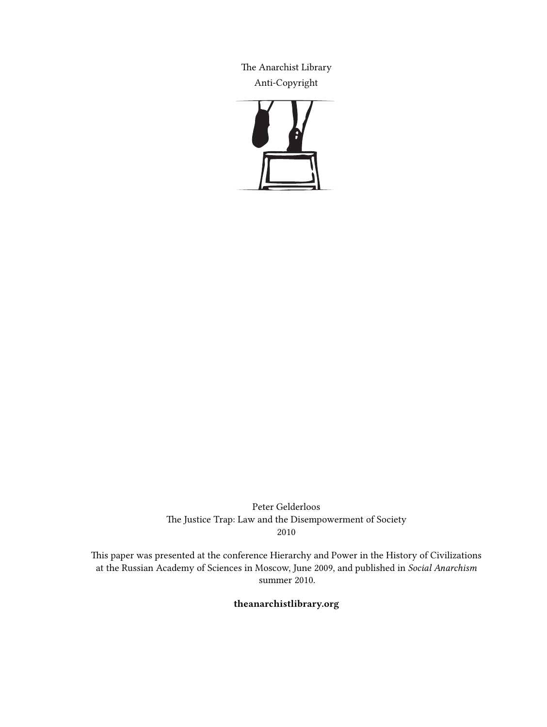The Anarchist Library
Anti-Copyright

Peter Gelderloos
The Justice Trap: Law and the Disempowerment of Society
2010

This paper was presented at the conference Hierarchy and Power in the History of Civilizations at the Russian Academy of Sciences in Moscow, June 2009, and published in *Social Anarchism* summer 2010.

**theanarchistlibrary.org**